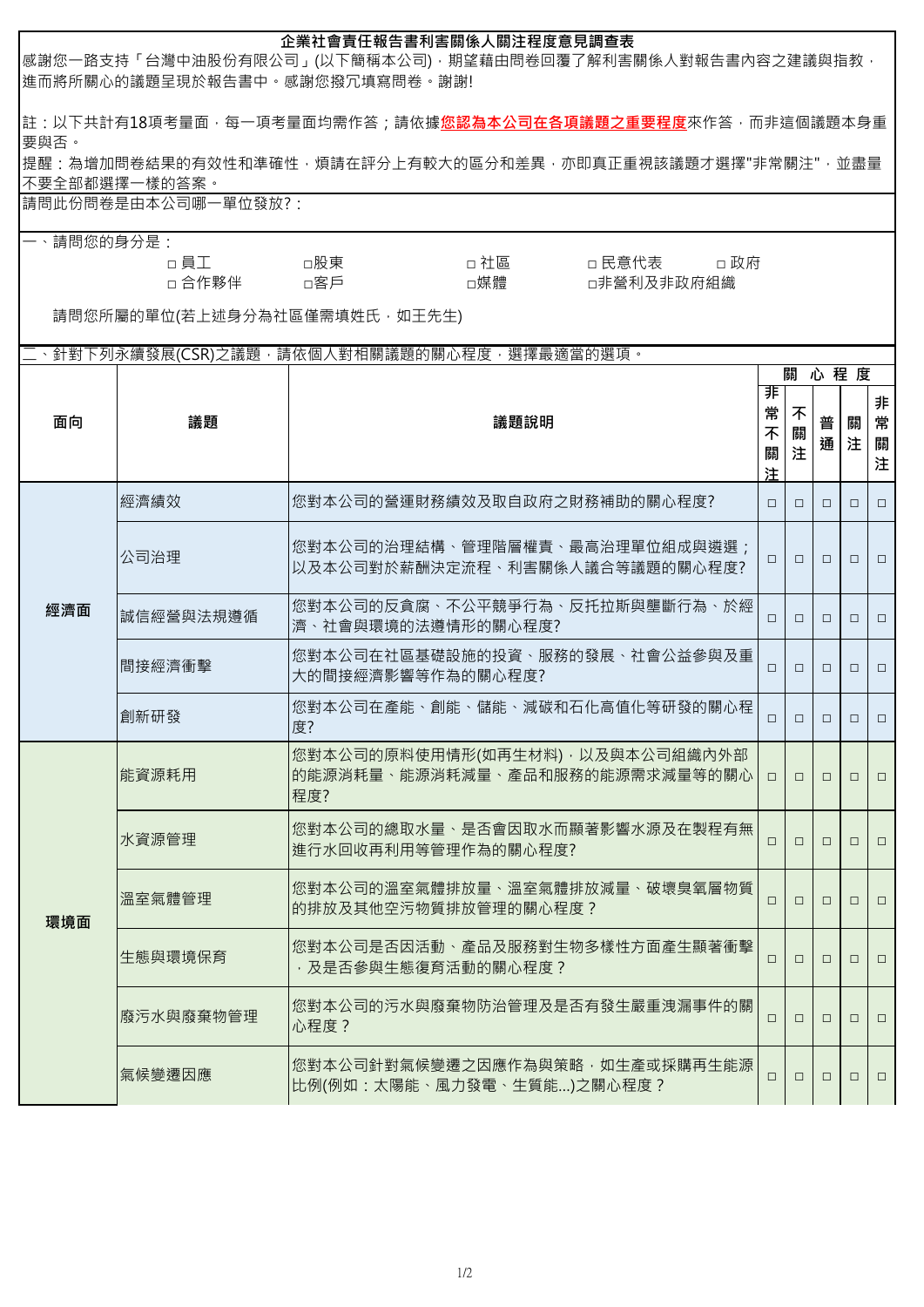# 企業社會責任報告書利害關係人關注程度意見調查表

感謝您一路支持「台灣中油股份有限公司」(以下簡稱本公司)，期望藉由問卷回覆了解利害關係人對報告書內容之建議與指教，進而將所關心的議題呈現於報告書中。感謝您撥冗填寫問卷。謝謝!

註：以下共計有18項考量面，每一項考量面均需作答；請依據**您認為本公司在各項議題之重要程度**來作答，而非這個議題本身重要與否。

提醒：為增加問卷結果的有效性和準確性，煩請在評分上有較大的區分和差異，亦即真正重視該議題才選擇"非常關注"，並盡量不要全部都選擇一樣的答案。

請問此份問卷是由本公司哪一單位發放?：

一、請問您的身分是：

□ 員工　□股東　□ 社區　□ 民意代表　□ 政府
□ 合作夥伴　□客戶　□媒體　□非營利及非政府組織

請問您所屬的單位(若上述身分為社區僅需填姓氏，如王先生)

二、針對下列永續發展(CSR)之議題，請依個人對相關議題的關心程度，選擇最適當的選項。

| 面向 | 議題 | 議題說明 | 關心程度：非常不關注 | 不關注 | 普通 | 關注 | 非常關注 |
|---|---|---|---|---|---|---|---|
| 經濟面 | 經濟績效 | 您對本公司的營運財務績效及取自政府之財務補助的關心程度? | □ | □ | □ | □ | □ |
| | 公司治理 | 您對本公司的治理結構、管理階層權責、最高治理單位組成與遴選；以及本公司對於薪酬決定流程、利害關係人議合等議題的關心程度? | □ | □ | □ | □ | □ |
| | 誠信經營與法規遵循 | 您對本公司的反貪腐、不公平競爭行為、反托拉斯與壟斷行為、於經濟、社會與環境的法遵情形的關心程度? | □ | □ | □ | □ | □ |
| | 間接經濟衝擊 | 您對本公司在社區基礎設施的投資、服務的發展、社會公益參與及重大的間接經濟影響等作為的關心程度? | □ | □ | □ | □ | □ |
| | 創新研發 | 您對本公司在產能、創能、儲能、減碳和石化高值化等研發的關心程度? | □ | □ | □ | □ | □ |
| 環境面 | 能資源耗用 | 您對本公司的原料使用情形(如再生材料)，以及與本公司組織內外部的能源消耗量、能源消耗減量、產品和服務的能源需求減量等的關心程度? | □ | □ | □ | □ | □ |
| | 水資源管理 | 您對本公司的總取水量、是否會因取水而顯著影響水源及在製程有無進行水回收再利用等管理作為的關心程度? | □ | □ | □ | □ | □ |
| | 溫室氣體管理 | 您對本公司的溫室氣體排放量、溫室氣體排放減量、破壞臭氧層物質的排放及其他空污物質排放管理的關心程度？ | □ | □ | □ | □ | □ |
| | 生態與環境保育 | 您對本公司是否因活動、產品及服務對生物多樣性方面產生顯著衝擊，及是否參與生態復育活動的關心程度？ | □ | □ | □ | □ | □ |
| | 廢污水與廢棄物管理 | 您對本公司的污水與廢棄物防治管理及是否有發生嚴重洩漏事件的關心程度？ | □ | □ | □ | □ | □ |
| | 氣候變遷因應 | 您對本公司針對氣候變遷之因應作為與策略，如生產或採購再生能源比例(例如：太陽能、風力發電、生質能...)之關心程度？ | □ | □ | □ | □ | □ |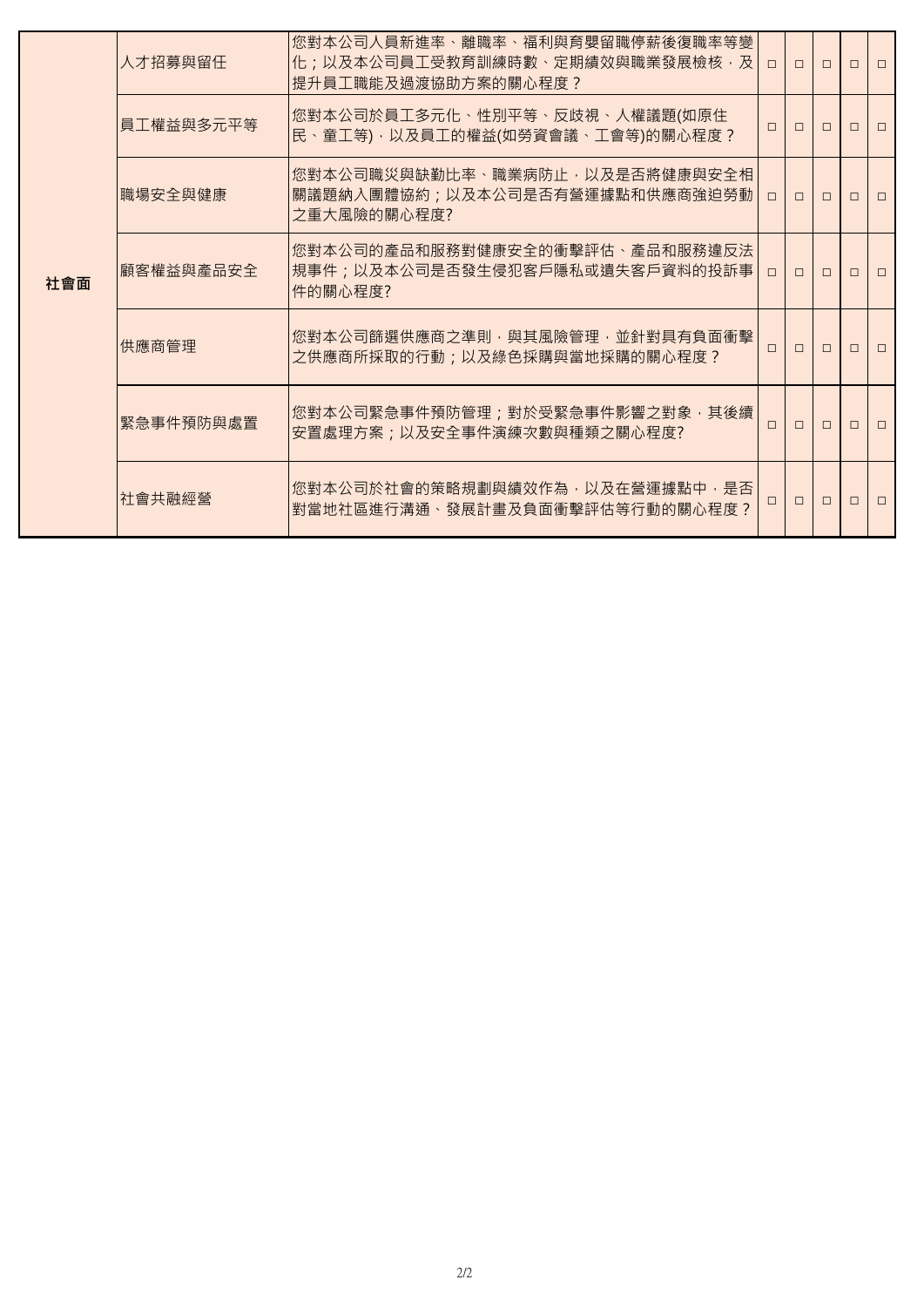| | | | | | | | |
|---|---|---|---|---|---|---|---|
| 社會面 | 人才招募與留任 | 您對本公司人員新進率、離職率、福利與育嬰留職停薪後復職率等變化；以及本公司員工受教育訓練時數、定期績效與職業發展檢核，及提升員工職能及過渡協助方案的關心程度？ | □ | □ | □ | □ | □ |
| | 員工權益與多元平等 | 您對本公司於員工多元化、性別平等、反歧視、人權議題(如原住民、童工等)，以及員工的權益(如勞資會議、工會等)的關心程度？ | □ | □ | □ | □ | □ |
| | 職場安全與健康 | 您對本公司職災與缺勤比率、職業病防止，以及是否將健康與安全相關議題納入團體協約；以及本公司是否有營運據點和供應商強迫勞動之重大風險的關心程度? | □ | □ | □ | □ | □ |
| | 顧客權益與產品安全 | 您對本公司的產品和服務對健康安全的衝擊評估、產品和服務違反法規事件；以及本公司是否發生侵犯客戶隱私或遺失客戶資料的投訴事件的關心程度? | □ | □ | □ | □ | □ |
| | 供應商管理 | 您對本公司篩選供應商之準則，與其風險管理，並針對具有負面衝擊之供應商所採取的行動；以及綠色採購與當地採購的關心程度？ | □ | □ | □ | □ | □ |
| | 緊急事件預防與處置 | 您對本公司緊急事件預防管理；對於受緊急事件影響之對象，其後續安置處理方案；以及安全事件演練次數與種類之關心程度? | □ | □ | □ | □ | □ |
| | 社會共融經營 | 您對本公司於社會的策略規劃與績效作為，以及在營運據點中，是否對當地社區進行溝通、發展計畫及負面衝擊評估等行動的關心程度？ | □ | □ | □ | □ | □ |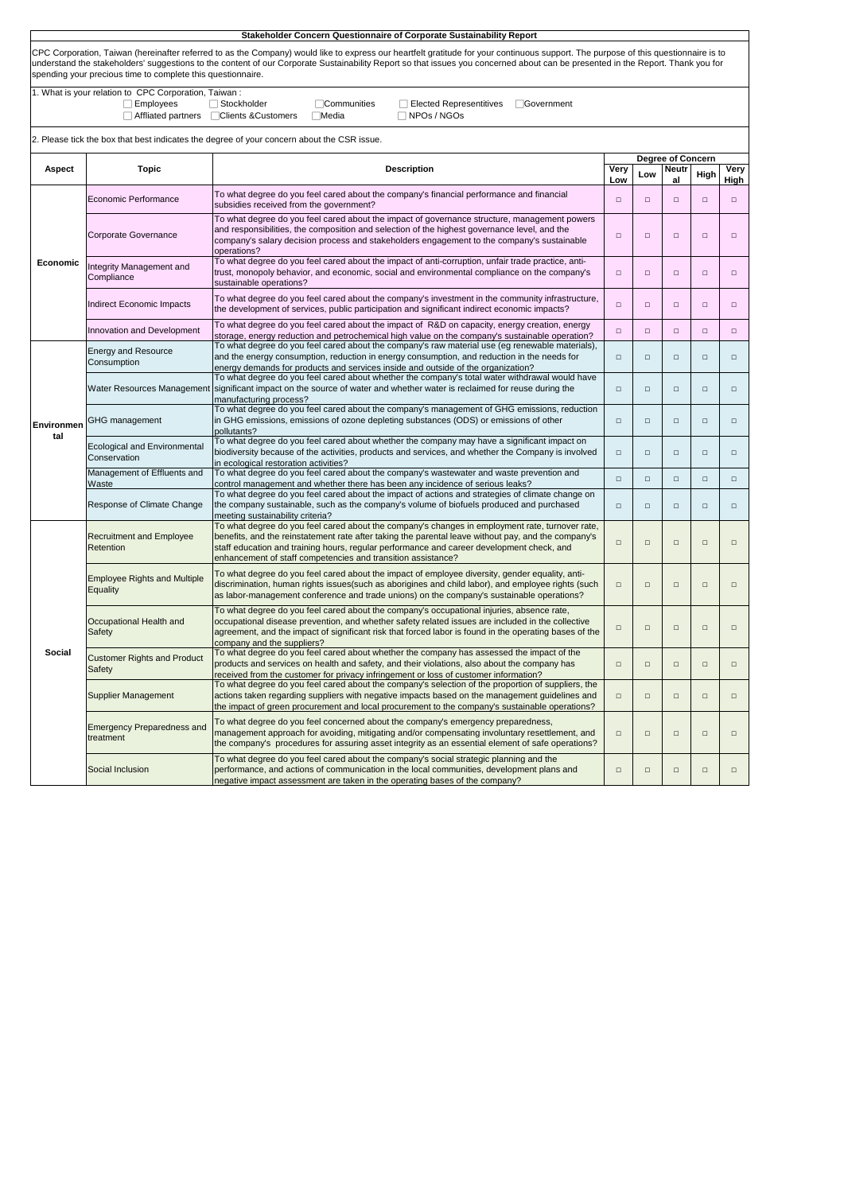## Stakeholder Concern Questionnaire of Corporate Sustainability Report

CPC Corporation, Taiwan (hereinafter referred to as the Company) would like to express our heartfelt gratitude for your continuous support. The purpose of this questionnaire is to understand the stakeholders' suggestions to the content of our Corporate Sustainability Report so that issues you concerned about can be presented in the Report. Thank you for spending your precious time to complete this questionnaire.

1. What is your relation to CPC Corporation, Taiwan :

☐ Employees ☐ Stockholder ☐ Communities ☐ Elected Representitives ☐ Government
☐ Affliated partners ☐ Clients &Customers ☐ Media ☐ NPOs / NGOs

2. Please tick the box that best indicates the degree of your concern about the CSR issue.

| Aspect | Topic | Description | Degree of Concern | | | | |
|---|---|---|---|---|---|---|---|
| | | | Very Low | Low | Neutral | High | Very High |
| Economic | Economic Performance | To what degree do you feel cared about the company's financial performance and financial subsidies received from the government? | □ | □ | □ | □ | □ |
| | Corporate Governance | To what degree do you feel cared about the impact of governance structure, management powers and responsibilities, the composition and selection of the highest governance level, and the company's salary decision process and stakeholders engagement to the company's sustainable operations? | □ | □ | □ | □ | □ |
| | Integrity Management and Compliance | To what degree do you feel cared about the impact of anti-corruption, unfair trade practice, anti-trust, monopoly behavior, and economic, social and environmental compliance on the company's sustainable operations? | □ | □ | □ | □ | □ |
| | Indirect Economic Impacts | To what degree do you feel cared about the company's investment in the community infrastructure, the development of services, public participation and significant indirect economic impacts? | □ | □ | □ | □ | □ |
| | Innovation and Development | To what degree do you feel cared about the impact of R&D on capacity, energy creation, energy storage, energy reduction and petrochemical high value on the company's sustainable operation? | □ | □ | □ | □ | □ |
| Environmental | Energy and Resource Consumption | To what degree do you feel cared about the company's raw material use (eg renewable materials), and the energy consumption, reduction in energy consumption, and reduction in the needs for energy demands for products and services inside and outside of the organization? | □ | □ | □ | □ | □ |
| | Water Resources Management | To what degree do you feel cared about whether the company's total water withdrawal would have significant impact on the source of water and whether water is reclaimed for reuse during the manufacturing process? | □ | □ | □ | □ | □ |
| | GHG management | To what degree do you feel cared about the company's management of GHG emissions, reduction in GHG emissions, emissions of ozone depleting substances (ODS) or emissions of other pollutants? | □ | □ | □ | □ | □ |
| | Ecological and Environmental Conservation | To what degree do you feel cared about whether the company may have a significant impact on biodiversity because of the activities, products and services, and whether the Company is involved in ecological restoration activities? | □ | □ | □ | □ | □ |
| | Management of Effluents and Waste | To what degree do you feel cared about the company's wastewater and waste prevention and control management and whether there has been any incidence of serious leaks? | □ | □ | □ | □ | □ |
| | Response of Climate Change | To what degree do you feel cared about the impact of actions and strategies of climate change on the company sustainable, such as the company's volume of biofuels produced and purchased meeting sustainability criteria? | □ | □ | □ | □ | □ |
| Social | Recruitment and Employee Retention | To what degree do you feel cared about the company's changes in employment rate, turnover rate, benefits, and the reinstatement rate after taking the parental leave without pay, and the company's staff education and training hours, regular performance and career development check, and enhancement of staff competencies and transition assistance? | □ | □ | □ | □ | □ |
| | Employee Rights and Multiple Equality | To what degree do you feel cared about the impact of employee diversity, gender equality, anti-discrimination, human rights issues(such as aborigines and child labor), and employee rights (such as labor-management conference and trade unions) on the company's sustainable operations? | □ | □ | □ | □ | □ |
| | Occupational Health and Safety | To what degree do you feel cared about the company's occupational injuries, absence rate, occupational disease prevention, and whether safety related issues are included in the collective agreement, and the impact of significant risk that forced labor is found in the operating bases of the company and the suppliers? | □ | □ | □ | □ | □ |
| | Customer Rights and Product Safety | To what degree do you feel cared about whether the company has assessed the impact of the products and services on health and safety, and their violations, also about the company has received from the customer for privacy infringement or loss of customer information? | □ | □ | □ | □ | □ |
| | Supplier Management | To what degree do you feel cared about the company's selection of the proportion of suppliers, the actions taken regarding suppliers with negative impacts based on the management guidelines and the impact of green procurement and local procurement to the company's sustainable operations? | □ | □ | □ | □ | □ |
| | Emergency Preparedness and treatment | To what degree do you feel concerned about the company's emergency preparedness, management approach for avoiding, mitigating and/or compensating involuntary resettlement, and the company's procedures for assuring asset integrity as an essential element of safe operations? | □ | □ | □ | □ | □ |
| | Social Inclusion | To what degree do you feel cared about the company's social strategic planning and the performance, and actions of communication in the local communities, development plans and negative impact assessment are taken in the operating bases of the company? | □ | □ | □ | □ | □ |